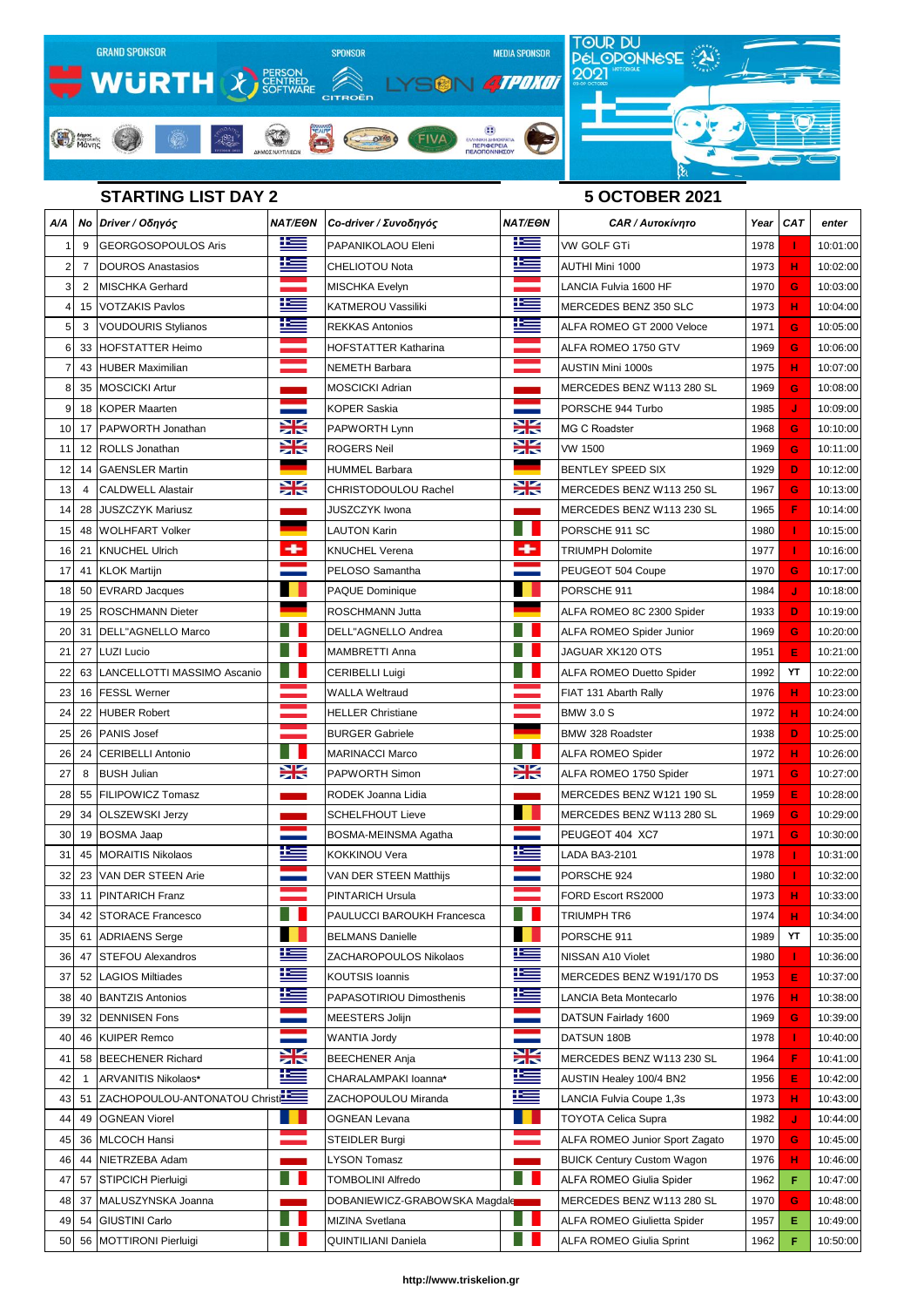GRAND SPONSOR WÜRTH · PERSON CENTRED SOFTWARE · SPONSOR CITROËN · LYSON · MEDIA SPONSOR 4TPOXOI

TOUR DU PÉLOPONNÈSE 2021

## STARTING LIST DAY 2

## 5 OCTOBER 2021

| A/A | No | Driver / Οδηγός | NAT/ΕΘΝ | Co-driver / Συνοδηγός | NAT/ΕΘΝ | CAR / Αυτοκίνητο | Year | CAT | enter |
|---|---|---|---|---|---|---|---|---|---|
| 1 | 9 | GEORGOSOPOULOS Aris | | PAPANIKOLAOU Eleni | | VW GOLF GTi | 1978 | I | 10:01:00 |
| 2 | 7 | DOUROS Anastasios | | CHELIOTOU Nota | | AUTHI Mini 1000 | 1973 | H | 10:02:00 |
| 3 | 2 | MISCHKA Gerhard | | MISCHKA Evelyn | | LANCIA Fulvia 1600 HF | 1970 | G | 10:03:00 |
| 4 | 15 | VOTZAKIS Pavlos | | KATMEROU Vassiliki | | MERCEDES BENZ 350 SLC | 1973 | H | 10:04:00 |
| 5 | 3 | VOUDOURIS Stylianos | | REKKAS Antonios | | ALFA ROMEO GT 2000 Veloce | 1971 | G | 10:05:00 |
| 6 | 33 | HOFSTATTER Heimo | | HOFSTATTER Katharina | | ALFA ROMEO 1750 GTV | 1969 | G | 10:06:00 |
| 7 | 43 | HUBER Maximilian | | NEMETH Barbara | | AUSTIN Mini 1000s | 1975 | H | 10:07:00 |
| 8 | 35 | MOSCICKI Artur | | MOSCICKI Adrian | | MERCEDES BENZ W113 280 SL | 1969 | G | 10:08:00 |
| 9 | 18 | KOPER Maarten | | KOPER Saskia | | PORSCHE 944 Turbo | 1985 | J | 10:09:00 |
| 10 | 17 | PAPWORTH Jonathan | | PAPWORTH Lynn | | MG C Roadster | 1968 | G | 10:10:00 |
| 11 | 12 | ROLLS Jonathan | | ROGERS Neil | | VW 1500 | 1969 | G | 10:11:00 |
| 12 | 14 | GAENSLER Martin | | HUMMEL Barbara | | BENTLEY SPEED SIX | 1929 | D | 10:12:00 |
| 13 | 4 | CALDWELL Alastair | | CHRISTODOULOU Rachel | | MERCEDES BENZ W113 250 SL | 1967 | G | 10:13:00 |
| 14 | 28 | JUSZCZYK Mariusz | | JUSZCZYK Iwona | | MERCEDES BENZ W113 230 SL | 1965 | F | 10:14:00 |
| 15 | 48 | WOLHFART Volker | | LAUTON Karin | | PORSCHE 911 SC | 1980 | I | 10:15:00 |
| 16 | 21 | KNUCHEL Ulrich | | KNUCHEL Verena | | TRIUMPH Dolomite | 1977 | I | 10:16:00 |
| 17 | 41 | KLOK Martijn | | PELOSO Samantha | | PEUGEOT 504 Coupe | 1970 | G | 10:17:00 |
| 18 | 50 | EVRARD Jacques | | PAQUE Dominique | | PORSCHE 911 | 1984 | J | 10:18:00 |
| 19 | 25 | ROSCHMANN Dieter | | ROSCHMANN Jutta | | ALFA ROMEO 8C 2300 Spider | 1933 | D | 10:19:00 |
| 20 | 31 | DELL"AGNELLO Marco | | DELL"AGNELLO Andrea | | ALFA ROMEO Spider Junior | 1969 | G | 10:20:00 |
| 21 | 27 | LUZI Lucio | | MAMBRETTI Anna | | JAGUAR XK120 OTS | 1951 | E | 10:21:00 |
| 22 | 63 | LANCELLOTTI MASSIMO Ascanio | | CERIBELLI Luigi | | ALFA ROMEO Duetto Spider | 1992 | YT | 10:22:00 |
| 23 | 16 | FESSL Werner | | WALLA Weltraud | | FIAT 131 Abarth Rally | 1976 | H | 10:23:00 |
| 24 | 22 | HUBER Robert | | HELLER Christiane | | BMW 3.0 S | 1972 | H | 10:24:00 |
| 25 | 26 | PANIS Josef | | BURGER Gabriele | | BMW 328 Roadster | 1938 | D | 10:25:00 |
| 26 | 24 | CERIBELLI Antonio | | MARINACCI Marco | | ALFA ROMEO Spider | 1972 | H | 10:26:00 |
| 27 | 8 | BUSH Julian | | PAPWORTH Simon | | ALFA ROMEO 1750 Spider | 1971 | G | 10:27:00 |
| 28 | 55 | FILIPOWICZ Tomasz | | RODEK Joanna Lidia | | MERCEDES BENZ W121 190 SL | 1959 | E | 10:28:00 |
| 29 | 34 | OLSZEWSKI Jerzy | | SCHELFHOUT Lieve | | MERCEDES BENZ W113 280 SL | 1969 | G | 10:29:00 |
| 30 | 19 | BOSMA Jaap | | BOSMA-MEINSMA Agatha | | PEUGEOT 404 XC7 | 1971 | G | 10:30:00 |
| 31 | 45 | MORAITIS Nikolaos | | KOKKINOU Vera | | LADA BA3-2101 | 1978 | I | 10:31:00 |
| 32 | 23 | VAN DER STEEN Arie | | VAN DER STEEN Matthijs | | PORSCHE 924 | 1980 | I | 10:32:00 |
| 33 | 11 | PINTARICH Franz | | PINTARICH Ursula | | FORD Escort RS2000 | 1973 | H | 10:33:00 |
| 34 | 42 | STORACE Francesco | | PAULUCCI BAROUKH Francesca | | TRIUMPH TR6 | 1974 | H | 10:34:00 |
| 35 | 61 | ADRIAENS Serge | | BELMANS Danielle | | PORSCHE 911 | 1989 | YT | 10:35:00 |
| 36 | 47 | STEFOU Alexandros | | ZACHAROPOULOS Nikolaos | | NISSAN A10 Violet | 1980 | I | 10:36:00 |
| 37 | 52 | LAGIOS Miltiades | | KOUTSIS Ioannis | | MERCEDES BENZ W191/170 DS | 1953 | E | 10:37:00 |
| 38 | 40 | BANTZIS Antonios | | PAPASOTIRIOU Dimosthenis | | LANCIA Beta Montecarlo | 1976 | H | 10:38:00 |
| 39 | 32 | DENNISEN Fons | | MEESTERS Jolijn | | DATSUN Fairlady 1600 | 1969 | G | 10:39:00 |
| 40 | 46 | KUIPER Remco | | WANTIA Jordy | | DATSUN 180B | 1978 | I | 10:40:00 |
| 41 | 58 | BEECHENER Richard | | BEECHENER Anja | | MERCEDES BENZ W113 230 SL | 1964 | F | 10:41:00 |
| 42 | 1 | ARVANITIS Nikolaos* | | CHARALAMPAKI Ioanna* | | AUSTIN Healey 100/4 BN2 | 1956 | E | 10:42:00 |
| 43 | 51 | ZACHOPOULOU-ANTONATOU Christi | | ZACHOPOULOU Miranda | | LANCIA Fulvia Coupe 1,3s | 1973 | H | 10:43:00 |
| 44 | 49 | OGNEAN Viorel | | OGNEAN Levana | | TOYOTA Celica Supra | 1982 | J | 10:44:00 |
| 45 | 36 | MLCOCH Hansi | | STEIDLER Burgi | | ALFA ROMEO Junior Sport Zagato | 1970 | G | 10:45:00 |
| 46 | 44 | NIETRZEBA Adam | | LYSON Tomasz | | BUICK Century Custom Wagon | 1976 | H | 10:46:00 |
| 47 | 57 | STIPCICH Pierluigi | | TOMBOLINI Alfredo | | ALFA ROMEO Giulia Spider | 1962 | F | 10:47:00 |
| 48 | 37 | MALUSZYNSKA Joanna | | DOBANIEWICZ-GRABOWSKA Magdale | | MERCEDES BENZ W113 280 SL | 1970 | G | 10:48:00 |
| 49 | 54 | GIUSTINI Carlo | | MIZINA Svetlana | | ALFA ROMEO Giulietta Spider | 1957 | E | 10:49:00 |
| 50 | 56 | MOTTIRONI Pierluigi | | QUINTILIANI Daniela | | ALFA ROMEO Giulia Sprint | 1962 | F | 10:50:00 |

http://www.triskelion.gr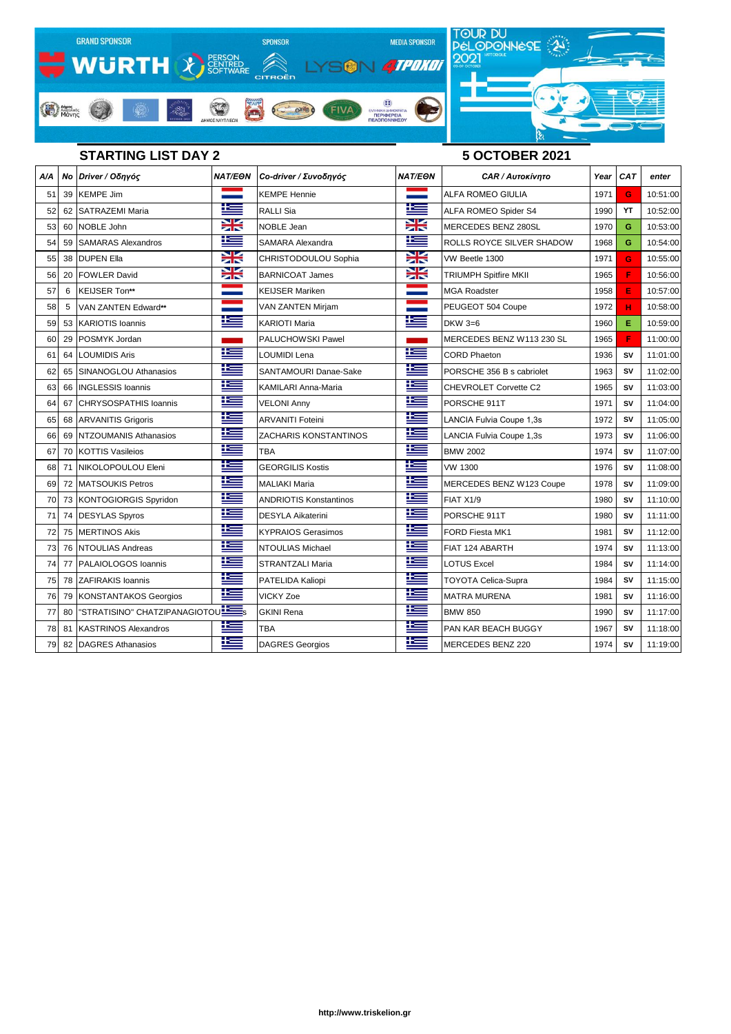GRAND SPONSOR

WÜRTH

PERSON CENTRED SOFTWARE

SPONSOR

CITROËN

LYSON

MEDIA SPONSOR

4TPOXOI

TOUR DU PÉLOPONNÈSE 2021

FIVA

ΠΕΡΙΦΕΡΕΙΑ ΠΕΛΟΠΟΝΝΗΣΟΥ

ΔΗΜΟΣ ΝΑΥΠΛΙΕΩΝ

## STARTING LIST DAY 2

## 5 OCTOBER 2021

| A/A | No | Driver / Οδηγός | NAT/EΘN | Co-driver / Συνοδηγός | NAT/EΘN | CAR / Αυτοκίνητο | Year | CAT | enter |
|---|---|---|---|---|---|---|---|---|---|
| 51 | 39 | KEMPE Jim | | KEMPE Hennie | | ALFA ROMEO GIULIA | 1971 | G | 10:51:00 |
| 52 | 62 | SATRAZEMI Maria | | RALLI Sia | | ALFA ROMEO Spider S4 | 1990 | YT | 10:52:00 |
| 53 | 60 | NOBLE John | | NOBLE Jean | | MERCEDES BENZ 280SL | 1970 | G | 10:53:00 |
| 54 | 59 | SAMARAS Alexandros | | SAMARA Alexandra | | ROLLS ROYCE SILVER SHADOW | 1968 | G | 10:54:00 |
| 55 | 38 | DUPEN Ella | | CHRISTODOULOU Sophia | | VW Beetle 1300 | 1971 | G | 10:55:00 |
| 56 | 20 | FOWLER David | | BARNICOAT James | | TRIUMPH Spitfire MKII | 1965 | F | 10:56:00 |
| 57 | 6 | KEIJSER Ton** | | KEIJSER Mariken | | MGA Roadster | 1958 | E | 10:57:00 |
| 58 | 5 | VAN ZANTEN Edward** | | VAN ZANTEN Mirjam | | PEUGEOT 504 Coupe | 1972 | H | 10:58:00 |
| 59 | 53 | KARIOTIS Ioannis | | KARIOTI Maria | | DKW 3=6 | 1960 | E | 10:59:00 |
| 60 | 29 | POSMYK Jordan | | PALUCHOWSKI Pawel | | MERCEDES BENZ W113 230 SL | 1965 | F | 11:00:00 |
| 61 | 64 | LOUMIDIS Aris | | LOUMIDI Lena | | CORD Phaeton | 1936 | SV | 11:01:00 |
| 62 | 65 | SINANOGLOU Athanasios | | SANTAMOURI Danae-Sake | | PORSCHE 356 B s cabriolet | 1963 | SV | 11:02:00 |
| 63 | 66 | INGLESSIS Ioannis | | KAMILARI Anna-Maria | | CHEVROLET Corvette C2 | 1965 | SV | 11:03:00 |
| 64 | 67 | CHRYSOSPATHIS Ioannis | | VELONI Anny | | PORSCHE 911T | 1971 | SV | 11:04:00 |
| 65 | 68 | ARVANITIS Grigoris | | ARVANITI Foteini | | LANCIA Fulvia Coupe 1,3s | 1972 | SV | 11:05:00 |
| 66 | 69 | NTZOUMANIS Athanasios | | ZACHARIS KONSTANTINOS | | LANCIA Fulvia Coupe 1,3s | 1973 | SV | 11:06:00 |
| 67 | 70 | KOTTIS Vasileios | | TBA | | BMW 2002 | 1974 | SV | 11:07:00 |
| 68 | 71 | NIKOLOPOULOU Eleni | | GEORGILIS Kostis | | VW 1300 | 1976 | SV | 11:08:00 |
| 69 | 72 | MATSOUKIS Petros | | MALIAKI Maria | | MERCEDES BENZ W123 Coupe | 1978 | SV | 11:09:00 |
| 70 | 73 | KONTOGIORGIS Spyridon | | ANDRIOTIS Konstantinos | | FIAT X1/9 | 1980 | SV | 11:10:00 |
| 71 | 74 | DESYLAS Spyros | | DESYLA Aikaterini | | PORSCHE 911T | 1980 | SV | 11:11:00 |
| 72 | 75 | MERTINOS Akis | | KYPRAIOS Gerasimos | | FORD Fiesta MK1 | 1981 | SV | 11:12:00 |
| 73 | 76 | NTOULIAS Andreas | | NTOULIAS Michael | | FIAT 124 ABARTH | 1974 | SV | 11:13:00 |
| 74 | 77 | PALAIOLOGOS Ioannis | | STRANTZALI Maria | | LOTUS Excel | 1984 | SV | 11:14:00 |
| 75 | 78 | ZAFIRAKIS Ioannis | | PATELIDA Kaliopi | | TOYOTA Celica-Supra | 1984 | SV | 11:15:00 |
| 76 | 79 | KONSTANTAKOS Georgios | | VICKY Zoe | | MATRA MURENA | 1981 | SV | 11:16:00 |
| 77 | 80 | "STRATISINO" CHATZIPANAGIOTOUs | | GKINI Rena | | BMW 850 | 1990 | SV | 11:17:00 |
| 78 | 81 | KASTRINOS Alexandros | | TBA | | PAN KAR BEACH BUGGY | 1967 | SV | 11:18:00 |
| 79 | 82 | DAGRES Athanasios | | DAGRES Georgios | | MERCEDES BENZ 220 | 1974 | SV | 11:19:00 |

http://www.triskelion.gr